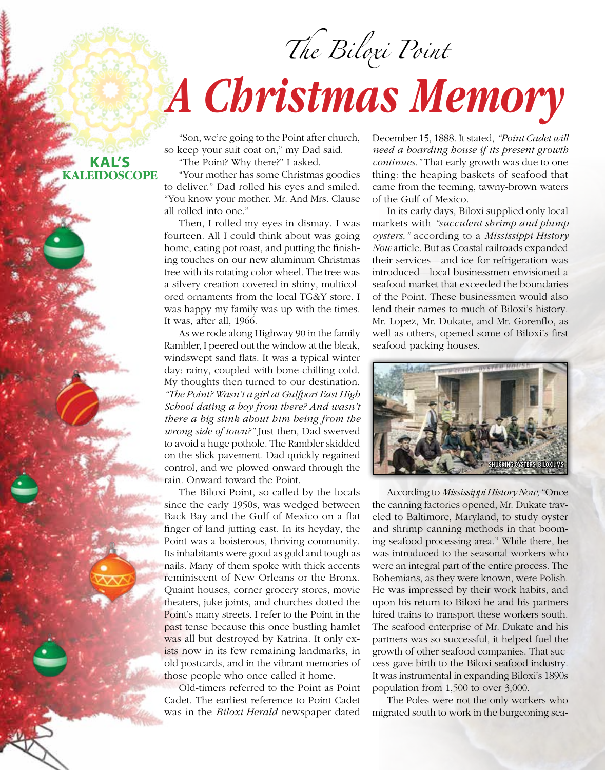KAL'S KALEIDOSCOPE

# The Biloxi Point
# A Christmas Memory

"Son, we're going to the Point after church, so keep your suit coat on," my Dad said.

"The Point? Why there?" I asked.

"Your mother has some Christmas goodies to deliver." Dad rolled his eyes and smiled. "You know your mother. Mr. And Mrs. Clause all rolled into one."

Then, I rolled my eyes in dismay. I was fourteen. All I could think about was going home, eating pot roast, and putting the finishing touches on our new aluminum Christmas tree with its rotating color wheel. The tree was a silvery creation covered in shiny, multicolored ornaments from the local TG&Y store. I was happy my family was up with the times. It was, after all, 1966.

As we rode along Highway 90 in the family Rambler, I peered out the window at the bleak, windswept sand flats. It was a typical winter day: rainy, coupled with bone-chilling cold. My thoughts then turned to our destination. *"The Point? Wasn't a girl at Gulfport East High School dating a boy from there? And wasn't there a big stink about him being from the wrong side of town?"* Just then, Dad swerved to avoid a huge pothole. The Rambler skidded on the slick pavement. Dad quickly regained control, and we plowed onward through the rain. Onward toward the Point.

The Biloxi Point, so called by the locals since the early 1950s, was wedged between Back Bay and the Gulf of Mexico on a flat finger of land jutting east. In its heyday, the Point was a boisterous, thriving community. Its inhabitants were good as gold and tough as nails. Many of them spoke with thick accents reminiscent of New Orleans or the Bronx. Quaint houses, corner grocery stores, movie theaters, juke joints, and churches dotted the Point's many streets. I refer to the Point in the past tense because this once bustling hamlet was all but destroyed by Katrina. It only exists now in its few remaining landmarks, in old postcards, and in the vibrant memories of those people who once called it home.

Old-timers referred to the Point as Point Cadet. The earliest reference to Point Cadet was in the *Biloxi Herald* newspaper dated December 15, 1888. It stated, *"Point Cadet will need a boarding house if its present growth continues."* That early growth was due to one thing: the heaping baskets of seafood that came from the teeming, tawny-brown waters of the Gulf of Mexico.

In its early days, Biloxi supplied only local markets with *"succulent shrimp and plump oysters,"* according to a *Mississippi History Now* article. But as Coastal railroads expanded their services—and ice for refrigeration was introduced—local businessmen envisioned a seafood market that exceeded the boundaries of the Point. These businessmen would also lend their names to much of Biloxi's history. Mr. Lopez, Mr. Dukate, and Mr. Gorenflo, as well as others, opened some of Biloxi's first seafood packing houses.

SHUCKING OYSTERS, BILOXI, MS

According to *Mississippi History Now,* "Once the canning factories opened, Mr. Dukate traveled to Baltimore, Maryland, to study oyster and shrimp canning methods in that booming seafood processing area." While there, he was introduced to the seasonal workers who were an integral part of the entire process. The Bohemians, as they were known, were Polish. He was impressed by their work habits, and upon his return to Biloxi he and his partners hired trains to transport these workers south. The seafood enterprise of Mr. Dukate and his partners was so successful, it helped fuel the growth of other seafood companies. That success gave birth to the Biloxi seafood industry. It was instrumental in expanding Biloxi's 1890s population from 1,500 to over 3,000.

The Poles were not the only workers who migrated south to work in the burgeoning sea-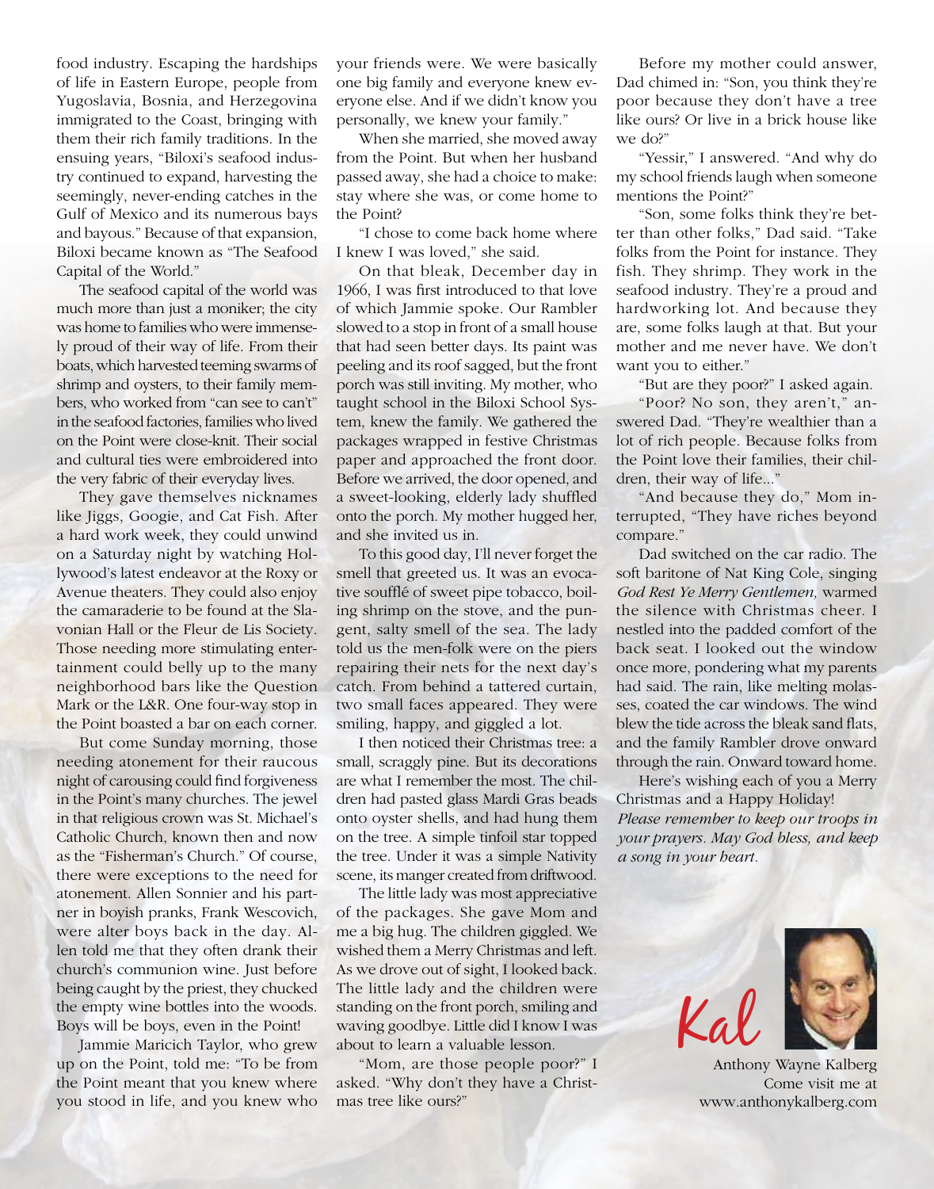food industry. Escaping the hardships of life in Eastern Europe, people from Yugoslavia, Bosnia, and Herzegovina immigrated to the Coast, bringing with them their rich family traditions. In the ensuing years, "Biloxi's seafood industry continued to expand, harvesting the seemingly, never-ending catches in the Gulf of Mexico and its numerous bays and bayous." Because of that expansion, Biloxi became known as "The Seafood Capital of the World."

The seafood capital of the world was much more than just a moniker; the city was home to families who were immensely proud of their way of life. From their boats, which harvested teeming swarms of shrimp and oysters, to their family members, who worked from "can see to can't" in the seafood factories, families who lived on the Point were close-knit. Their social and cultural ties were embroidered into the very fabric of their everyday lives.

They gave themselves nicknames like Jiggs, Googie, and Cat Fish. After a hard work week, they could unwind on a Saturday night by watching Hollywood's latest endeavor at the Roxy or Avenue theaters. They could also enjoy the camaraderie to be found at the Slavonian Hall or the Fleur de Lis Society. Those needing more stimulating entertainment could belly up to the many neighborhood bars like the Question Mark or the L&R. One four-way stop in the Point boasted a bar on each corner.

But come Sunday morning, those needing atonement for their raucous night of carousing could find forgiveness in the Point's many churches. The jewel in that religious crown was St. Michael's Catholic Church, known then and now as the "Fisherman's Church." Of course, there were exceptions to the need for atonement. Allen Sonnier and his partner in boyish pranks, Frank Wescovich, were alter boys back in the day. Allen told me that they often drank their church's communion wine. Just before being caught by the priest, they chucked the empty wine bottles into the woods. Boys will be boys, even in the Point!

Jammie Maricich Taylor, who grew up on the Point, told me: "To be from the Point meant that you knew where you stood in life, and you knew who your friends were. We were basically one big family and everyone knew everyone else. And if we didn't know you personally, we knew your family."

When she married, she moved away from the Point. But when her husband passed away, she had a choice to make: stay where she was, or come home to the Point?

"I chose to come back home where I knew I was loved," she said.

On that bleak, December day in 1966, I was first introduced to that love of which Jammie spoke. Our Rambler slowed to a stop in front of a small house that had seen better days. Its paint was peeling and its roof sagged, but the front porch was still inviting. My mother, who taught school in the Biloxi School System, knew the family. We gathered the packages wrapped in festive Christmas paper and approached the front door. Before we arrived, the door opened, and a sweet-looking, elderly lady shuffled onto the porch. My mother hugged her, and she invited us in.

To this good day, I'll never forget the smell that greeted us. It was an evocative soufflé of sweet pipe tobacco, boiling shrimp on the stove, and the pungent, salty smell of the sea. The lady told us the men-folk were on the piers repairing their nets for the next day's catch. From behind a tattered curtain, two small faces appeared. They were smiling, happy, and giggled a lot.

I then noticed their Christmas tree: a small, scraggly pine. But its decorations are what I remember the most. The children had pasted glass Mardi Gras beads onto oyster shells, and had hung them on the tree. A simple tinfoil star topped the tree. Under it was a simple Nativity scene, its manger created from driftwood.

The little lady was most appreciative of the packages. She gave Mom and me a big hug. The children giggled. We wished them a Merry Christmas and left. As we drove out of sight, I looked back. The little lady and the children were standing on the front porch, smiling and waving goodbye. Little did I know I was about to learn a valuable lesson.

"Mom, are those people poor?" I asked. "Why don't they have a Christmas tree like ours?"

Before my mother could answer, Dad chimed in: "Son, you think they're poor because they don't have a tree like ours? Or live in a brick house like we do?"

"Yessir," I answered. "And why do my school friends laugh when someone mentions the Point?"

"Son, some folks think they're better than other folks," Dad said. "Take folks from the Point for instance. They fish. They shrimp. They work in the seafood industry. They're a proud and hardworking lot. And because they are, some folks laugh at that. But your mother and me never have. We don't want you to either."

"But are they poor?" I asked again.

"Poor? No son, they aren't," answered Dad. "They're wealthier than a lot of rich people. Because folks from the Point love their families, their children, their way of life..."

"And because they do," Mom interrupted, "They have riches beyond compare."

Dad switched on the car radio. The soft baritone of Nat King Cole, singing *God Rest Ye Merry Gentlemen,* warmed the silence with Christmas cheer. I nestled into the padded comfort of the back seat. I looked out the window once more, pondering what my parents had said. The rain, like melting molasses, coated the car windows. The wind blew the tide across the bleak sand flats, and the family Rambler drove onward through the rain. Onward toward home.

Here's wishing each of you a Merry Christmas and a Happy Holiday! *Please remember to keep our troops in your prayers. May God bless, and keep a song in your heart.*

Kal

Anthony Wayne Kalberg
Come visit me at
www.anthonykalberg.com